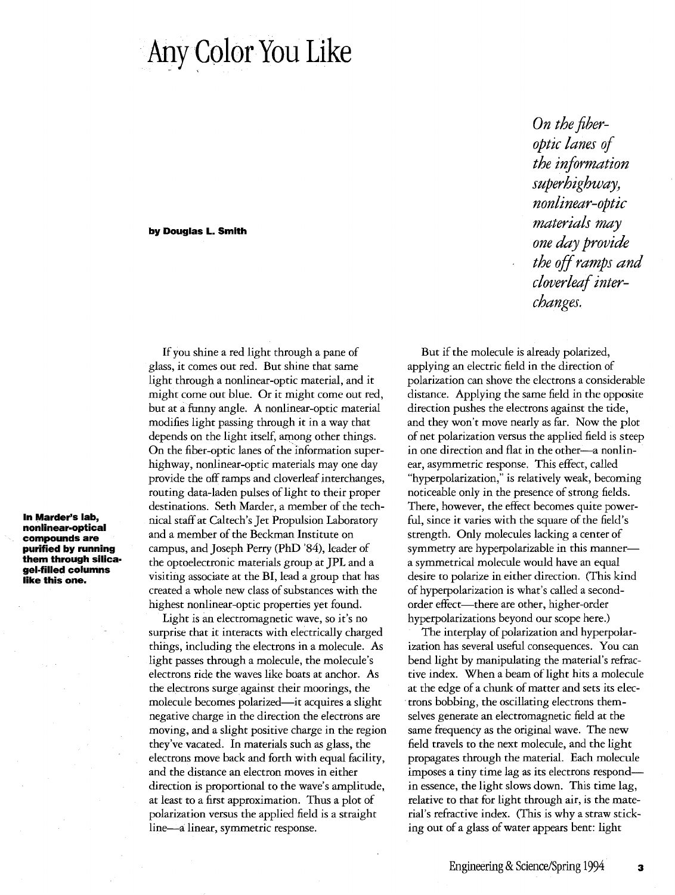# Any Color You Like

**by Douglas L. Smith**

*On the fiber-optic lanes of the information superhighway, nonlinear-optic materials may one day provide the off ramps and cloverleaf interchanges.*

**In Marder's lab, nonlinear-optical compounds are purified by running them through silica-gel-filled columns like this one.**

If you shine a red light through a pane of glass, it comes out red. But shine that same light through a nonlinear-optic material, and it might come out blue. Or it might come out red, but at a funny angle. A nonlinear-optic material modifies light passing through it in a way that depends on the light itself, among other things. On the fiber-optic lanes of the information superhighway, nonlinear-optic materials may one day provide the off ramps and cloverleaf interchanges, routing data-laden pulses of light to their proper destinations. Seth Marder, a member of the technical staff at Caltech's Jet Propulsion Laboratory and a member of the Beckman Institute on campus, and Joseph Perry (PhD '84), leader of the optoelectronic materials group at JPL and a visiting associate at the BI, lead a group that has created a whole new class of substances with the highest nonlinear-optic properties yet found.

Light is an electromagnetic wave, so it's no surprise that it interacts with electrically charged things, including the electrons in a molecule. As light passes through a molecule, the molecule's electrons ride the waves like boats at anchor. As the electrons surge against their moorings, the molecule becomes polarized—it acquires a slight negative charge in the direction the electrons are moving, and a slight positive charge in the region they've vacated. In materials such as glass, the electrons move back and forth with equal facility, and the distance an electron moves in either direction is proportional to the wave's amplitude, at least to a first approximation. Thus a plot of polarization versus the applied field is a straight line—a linear, symmetric response.

But if the molecule is already polarized, applying an electric field in the direction of polarization can shove the electrons a considerable distance. Applying the same field in the opposite direction pushes the electrons against the tide, and they won't move nearly as far. Now the plot of net polarization versus the applied field is steep in one direction and flat in the other—a nonlinear, asymmetric response. This effect, called "hyperpolarization," is relatively weak, becoming noticeable only in the presence of strong fields. There, however, the effect becomes quite powerful, since it varies with the square of the field's strength. Only molecules lacking a center of symmetry are hyperpolarizable in this manner—a symmetrical molecule would have an equal desire to polarize in either direction. (This kind of hyperpolarization is what's called a second-order effect—there are other, higher-order hyperpolarizations beyond our scope here.)

The interplay of polarization and hyperpolarization has several useful consequences. You can bend light by manipulating the material's refractive index. When a beam of light hits a molecule at the edge of a chunk of matter and sets its electrons bobbing, the oscillating electrons themselves generate an electromagnetic field at the same frequency as the original wave. The new field travels to the next molecule, and the light propagates through the material. Each molecule imposes a tiny time lag as its electrons respond—in essence, the light slows down. This time lag, relative to that for light through air, is the material's refractive index. (This is why a straw sticking out of a glass of water appears bent: light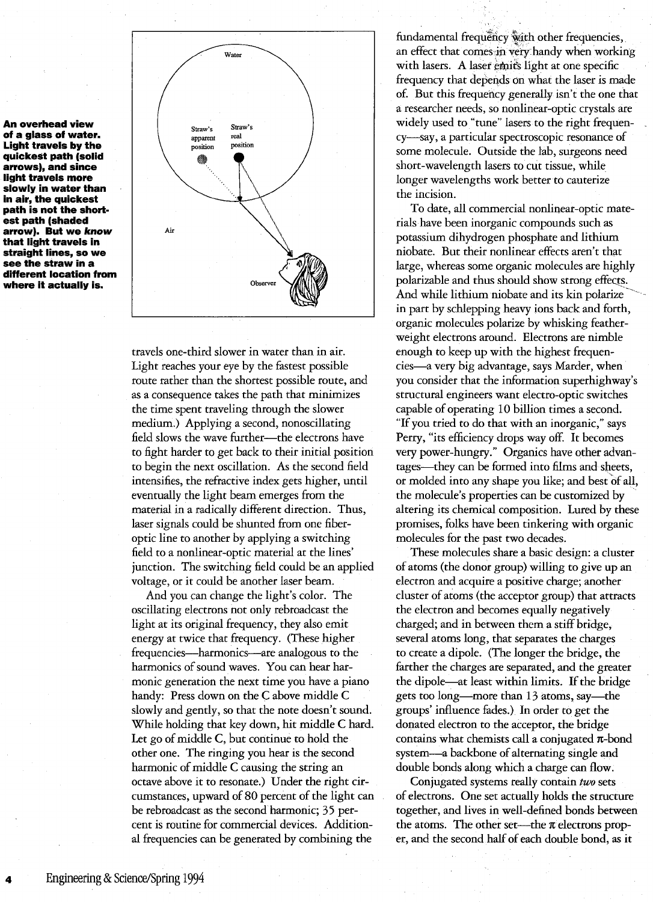**An overhead view of a glass of water. Light travels by the quickest path (solid arrows), and since light travels more slowly in water than in air, the quickest path is not the shortest path (shaded arrow). But we *know* that light travels in straight lines, so we see the straw in a different location from where it actually is.**

travels one-third slower in water than in air. Light reaches your eye by the fastest possible route rather than the shortest possible route, and as a consequence takes the path that minimizes the time spent traveling through the slower medium.) Applying a second, nonoscillating field slows the wave further—the electrons have to fight harder to get back to their initial position to begin the next oscillation. As the second field intensifies, the refractive index gets higher, until eventually the light beam emerges from the material in a radically different direction. Thus, laser signals could be shunted from one fiber-optic line to another by applying a switching field to a nonlinear-optic material at the lines' junction. The switching field could be an applied voltage, or it could be another laser beam.

And you can change the light's color. The oscillating electrons not only rebroadcast the light at its original frequency, they also emit energy at twice that frequency. (These higher frequencies—harmonics—are analogous to the harmonics of sound waves. You can hear harmonic generation the next time you have a piano handy: Press down on the C above middle C slowly and gently, so that the note doesn't sound. While holding that key down, hit middle C hard. Let go of middle C, but continue to hold the other one. The ringing you hear is the second harmonic of middle C causing the string an octave above it to resonate.) Under the right circumstances, upward of 80 percent of the light can be rebroadcast as the second harmonic; 35 percent is routine for commercial devices. Additional frequencies can be generated by combining the fundamental frequency with other frequencies, an effect that comes in very handy when working with lasers. A laser emits light at one specific frequency that depends on what the laser is made of. But this frequency generally isn't the one that a researcher needs, so nonlinear-optic crystals are widely used to "tune" lasers to the right frequency—say, a particular spectroscopic resonance of some molecule. Outside the lab, surgeons need short-wavelength lasers to cut tissue, while longer wavelengths work better to cauterize the incision.

To date, all commercial nonlinear-optic materials have been inorganic compounds such as potassium dihydrogen phosphate and lithium niobate. But their nonlinear effects aren't that large, whereas some organic molecules are highly polarizable and thus should show strong effects. And while lithium niobate and its kin polarize in part by schlepping heavy ions back and forth, organic molecules polarize by whisking featherweight electrons around. Electrons are nimble enough to keep up with the highest frequencies—a very big advantage, says Marder, when you consider that the information superhighway's structural engineers want electro-optic switches capable of operating 10 billion times a second. "If you tried to do that with an inorganic," says Perry, "its efficiency drops way off. It becomes very power-hungry." Organics have other advantages—they can be formed into films and sheets, or molded into any shape you like; and best of all, the molecule's properties can be customized by altering its chemical composition. Lured by these promises, folks have been tinkering with organic molecules for the past two decades.

These molecules share a basic design: a cluster of atoms (the donor group) willing to give up an electron and acquire a positive charge; another cluster of atoms (the acceptor group) that attracts the electron and becomes equally negatively charged; and in between them a stiff bridge, several atoms long, that separates the charges to create a dipole. (The longer the bridge, the farther the charges are separated, and the greater the dipole—at least within limits. If the bridge gets too long—more than 13 atoms, say—the groups' influence fades.) In order to get the donated electron to the acceptor, the bridge contains what chemists call a conjugated $\pi$-bond system—a backbone of alternating single and double bonds along which a charge can flow.

Conjugated systems really contain *two* sets of electrons. One set actually holds the structure together, and lives in well-defined bonds between the atoms. The other set—the $\pi$ electrons proper, and the second half of each double bond, as it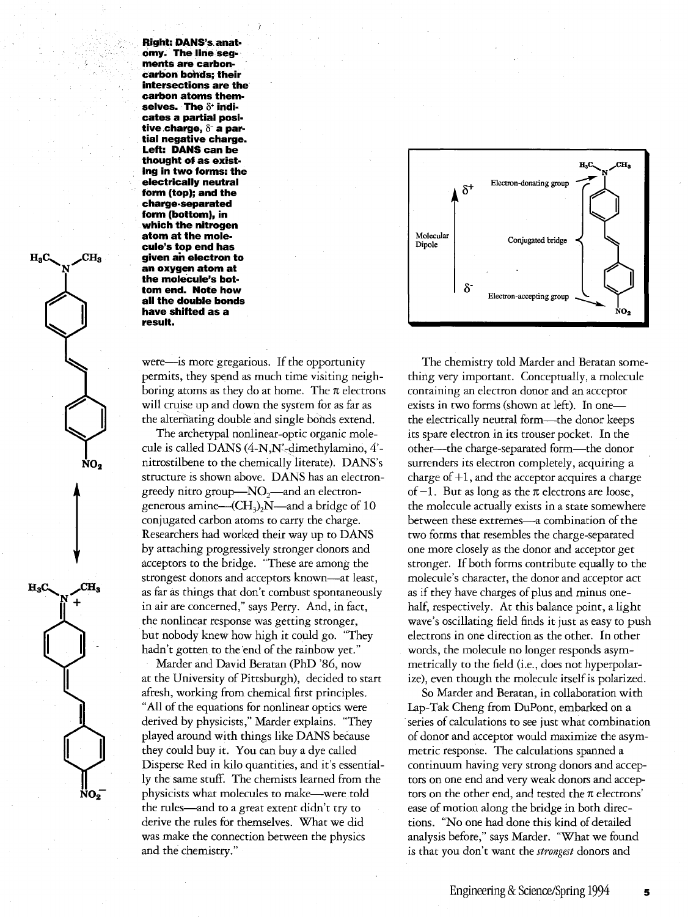**Right: DANS's anatomy. The line segments are carbon-carbon bonds; their intersections are the carbon atoms themselves. The δ+ indicates a partial positive charge, δ- a partial negative charge. Left: DANS can be thought of as existing in two forms: the electrically neutral form (top); and the charge-separated form (bottom), in which the nitrogen atom at the molecule's top end has given an electron to an oxygen atom at the molecule's bottom end. Note how all the double bonds have shifted as a result.**

were—is more gregarious. If the opportunity permits, they spend as much time visiting neighboring atoms as they do at home. The π electrons will cruise up and down the system for as far as the alternating double and single bonds extend.

The archetypal nonlinear-optic organic molecule is called DANS (4-N,N'-dimethylamino, 4'-nitrostilbene to the chemically literate). DANS's structure is shown above. DANS has an electron-greedy nitro group—$NO_2$—and an electron-generous amine—$(CH_3)_2N$—and a bridge of 10 conjugated carbon atoms to carry the charge. Researchers had worked their way up to DANS by attaching progressively stronger donors and acceptors to the bridge. "These are among the strongest donors and acceptors known—at least, as far as things that don't combust spontaneously in air are concerned," says Perry. And, in fact, the nonlinear response was getting stronger, but nobody knew how high it could go. "They hadn't gotten to the end of the rainbow yet."

Marder and David Beratan (PhD '86, now at the University of Pittsburgh), decided to start afresh, working from chemical first principles. "All of the equations for nonlinear optics were derived by physicists," Marder explains. "They played around with things like DANS because they could buy it. You can buy a dye called Disperse Red in kilo quantities, and it's essentially the same stuff. The chemists learned from the physicists what molecules to make—were told the rules—and to a great extent didn't try to derive the rules for themselves. What we did was make the connection between the physics and the chemistry."

The chemistry told Marder and Beratan something very important. Conceptually, a molecule containing an electron donor and an acceptor exists in two forms (shown at left). In one—the electrically neutral form—the donor keeps its spare electron in its trouser pocket. In the other—the charge-separated form—the donor surrenders its electron completely, acquiring a charge of +1, and the acceptor acquires a charge of −1. But as long as the π electrons are loose, the molecule actually exists in a state somewhere between these extremes—a combination of the two forms that resembles the charge-separated one more closely as the donor and acceptor get stronger. If both forms contribute equally to the molecule's character, the donor and acceptor act as if they have charges of plus and minus one-half, respectively. At this balance point, a light wave's oscillating field finds it just as easy to push electrons in one direction as the other. In other words, the molecule no longer responds asymmetrically to the field (i.e., does not hyperpolarize), even though the molecule itself is polarized.

So Marder and Beratan, in collaboration with Lap-Tak Cheng from DuPont, embarked on a series of calculations to see just what combination of donor and acceptor would maximize the asymmetric response. The calculations spanned a continuum having very strong donors and acceptors on one end and very weak donors and acceptors on the other end, and tested the π electrons' ease of motion along the bridge in both directions. "No one had done this kind of detailed analysis before," says Marder. "What we found is that you don't want the *strongest* donors and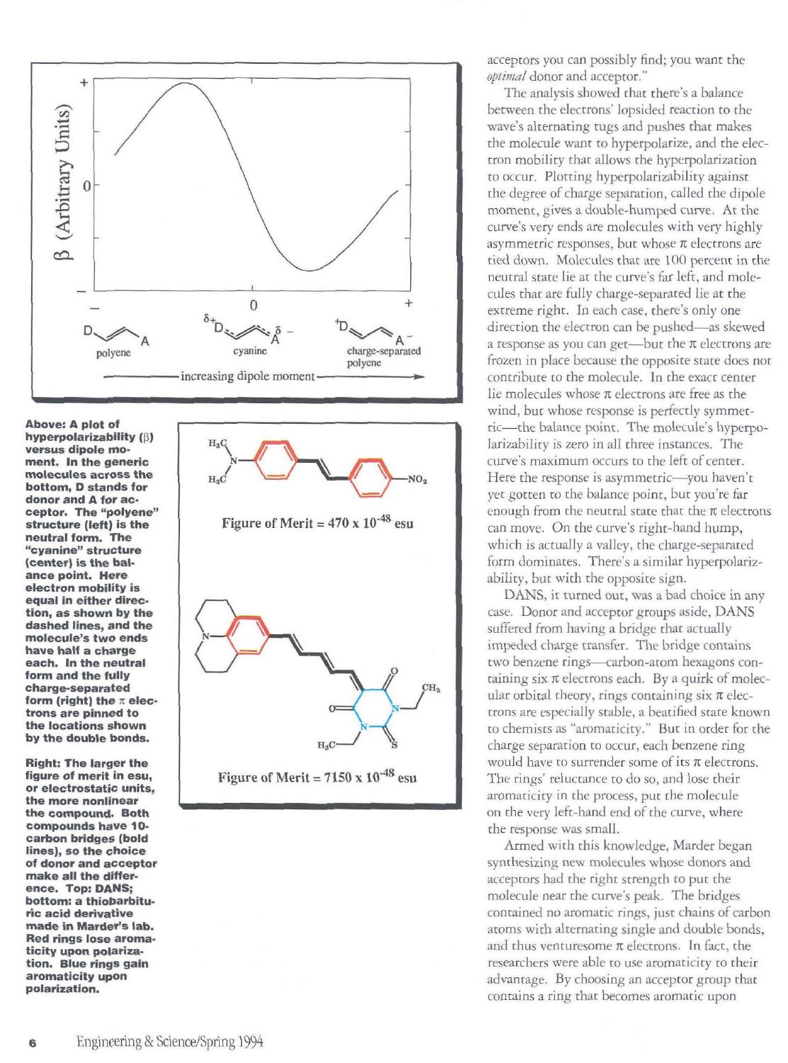**Above: A plot of hyperpolarizability (β) versus dipole moment. In the generic molecules across the bottom, D stands for donor and A for acceptor. The "polyene" structure (left) is the neutral form. The "cyanine" structure (center) is the balance point. Here electron mobility is equal in either direction, as shown by the dashed lines, and the molecule's two ends have half a charge each. In the neutral form and the fully charge-separated form (right) the π electrons are pinned to the locations shown by the double bonds.**

Figure of Merit = $470 \times 10^{-48}$ esu

Figure of Merit = $7150 \times 10^{-48}$ esu

**Right: The larger the figure of merit in esu, or electrostatic units, the more nonlinear the compound. Both compounds have 10-carbon bridges (bold lines), so the choice of donor and acceptor make all the difference. Top: DANS; bottom: a thiobarbituric acid derivative made in Marder's lab. Red rings lose aromaticity upon polarization. Blue rings gain aromaticity upon polarization.**

acceptors you can possibly find; you want the *optimal* donor and acceptor."

The analysis showed that there's a balance between the electrons' lopsided reaction to the wave's alternating tugs and pushes that makes the molecule want to hyperpolarize, and the electron mobility that allows the hyperpolarization to occur. Plotting hyperpolarizability against the degree of charge separation, called the dipole moment, gives a double-humped curve. At the curve's very ends are molecules with very highly asymmetric responses, but whose π electrons are tied down. Molecules that are 100 percent in the neutral state lie at the curve's far left, and molecules that are fully charge-separated lie at the extreme right. In each case, there's only one direction the electron can be pushed—as skewed a response as you can get—but the π electrons are frozen in place because the opposite state does not contribute to the molecule. In the exact center lie molecules whose π electrons are free as the wind, but whose response is perfectly symmetric—the balance point. The molecule's hyperpolarizability is zero in all three instances. The curve's maximum occurs to the left of center. Here the response is asymmetric—you haven't yet gotten to the balance point, but you're far enough from the neutral state that the π electrons can move. On the curve's right-hand hump, which is actually a valley, the charge-separated form dominates. There's a similar hyperpolarizability, but with the opposite sign.

DANS, it turned out, was a bad choice in any case. Donor and acceptor groups aside, DANS suffered from having a bridge that actually impeded charge transfer. The bridge contains two benzene rings—carbon-atom hexagons containing six π electrons each. By a quirk of molecular orbital theory, rings containing six π electrons are especially stable, a beatified state known to chemists as "aromaticity." But in order for the charge separation to occur, each benzene ring would have to surrender some of its π electrons. The rings' reluctance to do so, and lose their aromaticity in the process, put the molecule on the very left-hand end of the curve, where the response was small.

Armed with this knowledge, Marder began synthesizing new molecules whose donors and acceptors had the right strength to put the molecule near the curve's peak. The bridges contained no aromatic rings, just chains of carbon atoms with alternating single and double bonds, and thus venturesome π electrons. In fact, the researchers were able to use aromaticity to their advantage. By choosing an acceptor group that contains a ring that becomes aromatic upon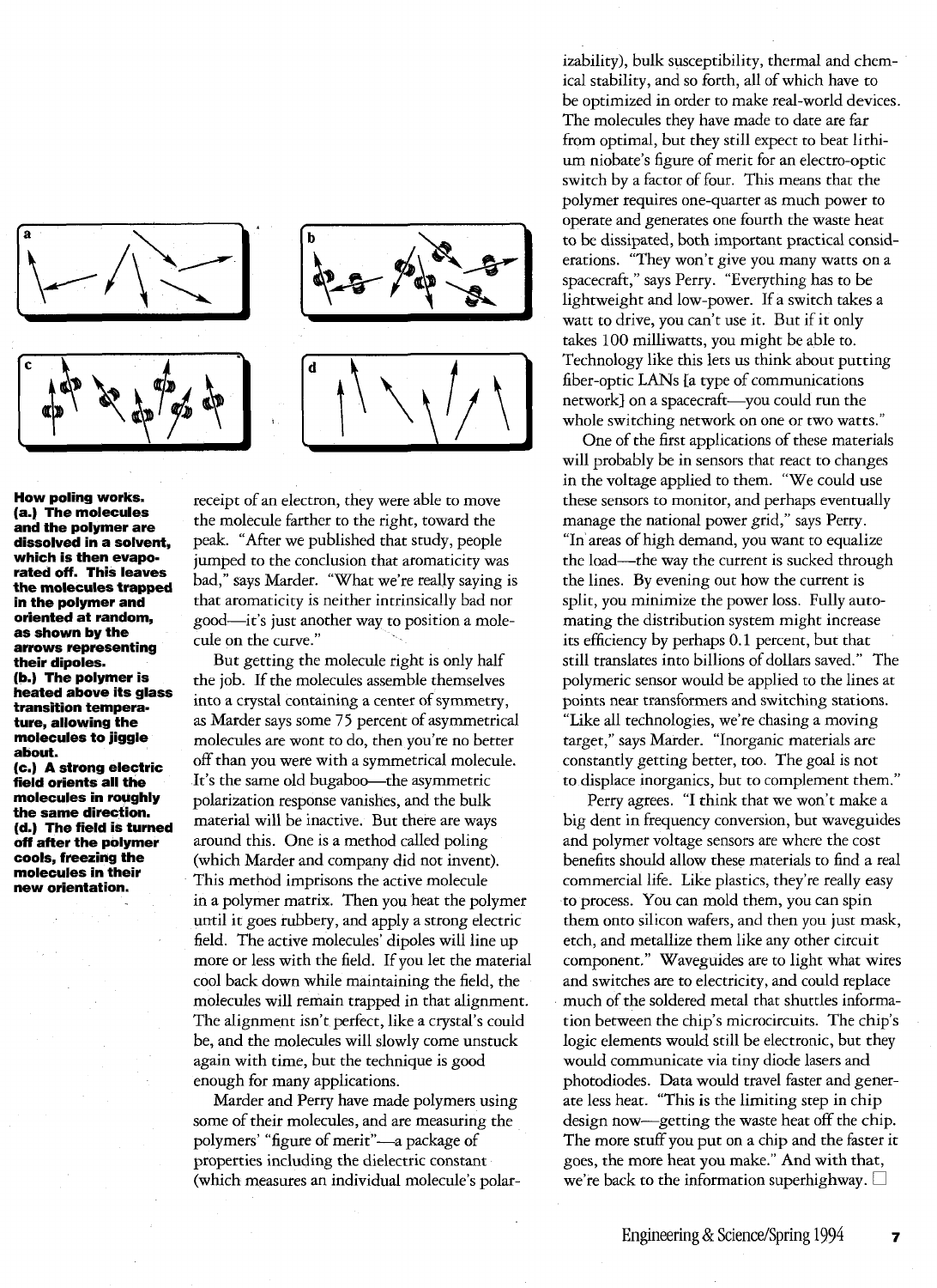**How poling works. (a.) The molecules and the polymer are dissolved in a solvent, which is then evaporated off. This leaves the molecules trapped in the polymer and oriented at random, as shown by the arrows representing their dipoles. (b.) The polymer is heated above its glass transition temperature, allowing the molecules to jiggle about. (c.) A strong electric field orients all the molecules in roughly the same direction. (d.) The field is turned off after the polymer cools, freezing the molecules in their new orientation.**

receipt of an electron, they were able to move the molecule farther to the right, toward the peak. "After we published that study, people jumped to the conclusion that aromaticity was bad," says Marder. "What we're really saying is that aromaticity is neither intrinsically bad nor good—it's just another way to position a molecule on the curve."

But getting the molecule right is only half the job. If the molecules assemble themselves into a crystal containing a center of symmetry, as Marder says some 75 percent of asymmetrical molecules are wont to do, then you're no better off than you were with a symmetrical molecule. It's the same old bugaboo—the asymmetric polarization response vanishes, and the bulk material will be inactive. But there are ways around this. One is a method called poling (which Marder and company did not invent). This method imprisons the active molecule in a polymer matrix. Then you heat the polymer until it goes rubbery, and apply a strong electric field. The active molecules' dipoles will line up more or less with the field. If you let the material cool back down while maintaining the field, the molecules will remain trapped in that alignment. The alignment isn't perfect, like a crystal's could be, and the molecules will slowly come unstuck again with time, but the technique is good enough for many applications.

Marder and Perry have made polymers using some of their molecules, and are measuring the polymers' "figure of merit"—a package of properties including the dielectric constant (which measures an individual molecule's polarizability), bulk susceptibility, thermal and chemical stability, and so forth, all of which have to be optimized in order to make real-world devices. The molecules they have made to date are far from optimal, but they still expect to beat lithium niobate's figure of merit for an electro-optic switch by a factor of four. This means that the polymer requires one-quarter as much power to operate and generates one fourth the waste heat to be dissipated, both important practical considerations. "They won't give you many watts on a spacecraft," says Perry. "Everything has to be lightweight and low-power. If a switch takes a watt to drive, you can't use it. But if it only takes 100 milliwatts, you might be able to. Technology like this lets us think about putting fiber-optic LANs [a type of communications network] on a spacecraft—you could run the whole switching network on one or two watts."

One of the first applications of these materials will probably be in sensors that react to changes in the voltage applied to them. "We could use these sensors to monitor, and perhaps eventually manage the national power grid," says Perry. "In areas of high demand, you want to equalize the load—the way the current is sucked through the lines. By evening out how the current is split, you minimize the power loss. Fully automating the distribution system might increase its efficiency by perhaps 0.1 percent, but that still translates into billions of dollars saved." The polymeric sensor would be applied to the lines at points near transformers and switching stations. "Like all technologies, we're chasing a moving target," says Marder. "Inorganic materials are constantly getting better, too. The goal is not to displace inorganics, but to complement them."

Perry agrees. "I think that we won't make a big dent in frequency conversion, but waveguides and polymer voltage sensors are where the cost benefits should allow these materials to find a real commercial life. Like plastics, they're really easy to process. You can mold them, you can spin them onto silicon wafers, and then you just mask, etch, and metallize them like any other circuit component." Waveguides are to light what wires and switches are to electricity, and could replace much of the soldered metal that shuttles information between the chip's microcircuits. The chip's logic elements would still be electronic, but they would communicate via tiny diode lasers and photodiodes. Data would travel faster and generate less heat. "This is the limiting step in chip design now—getting the waste heat off the chip. The more stuff you put on a chip and the faster it goes, the more heat you make." And with that, we're back to the information superhighway. □